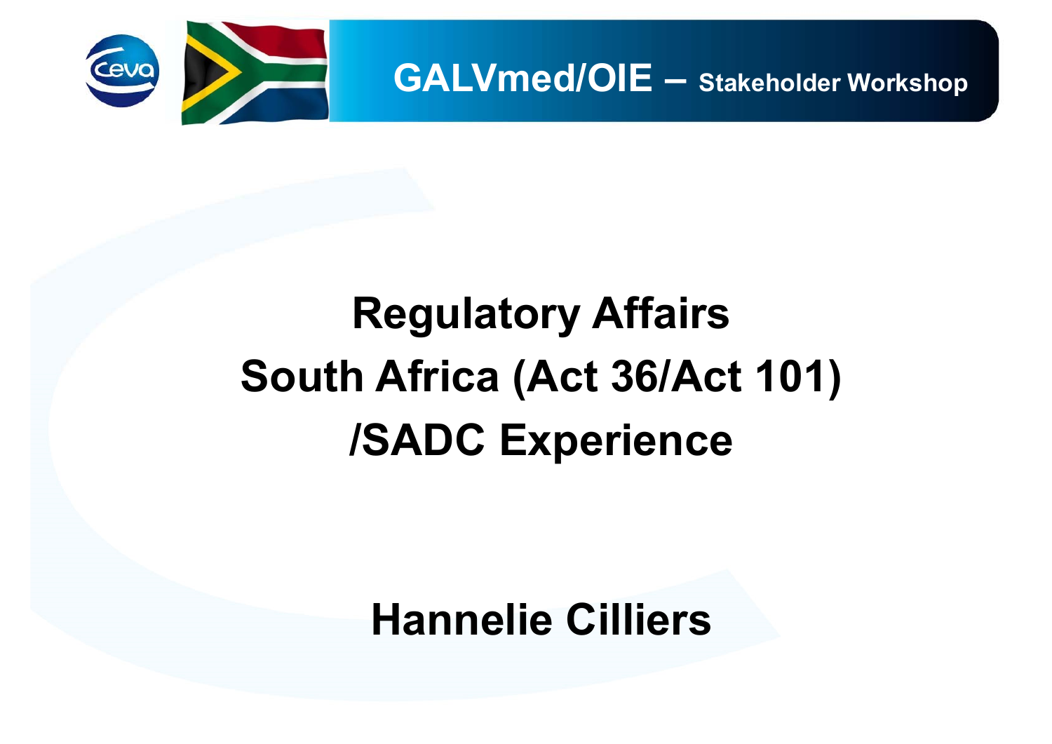GALVmed/OIE – Stakeholder Workshop

# Regulatory Affairs
# South Africa (Act 36/Act 101)
# /SADC Experience

**Hannelie Cilliers**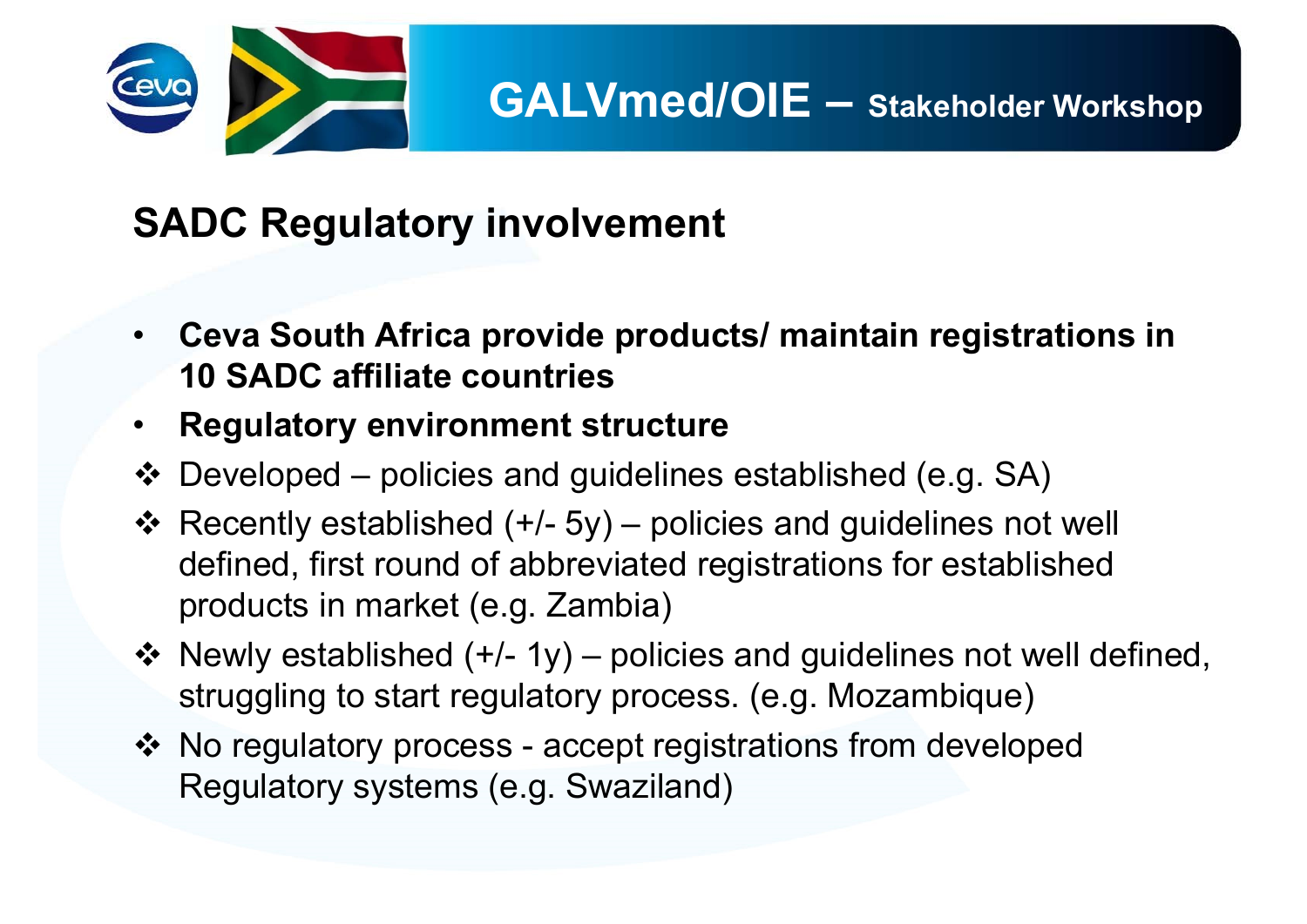## SADC Regulatory involvement

- **Ceva South Africa provide products/ maintain registrations in 10 SADC affiliate countries**
- **Regulatory environment structure**
  - Developed – policies and guidelines established (e.g. SA)
  - Recently established (+/- 5y) – policies and guidelines not well defined, first round of abbreviated registrations for established products in market (e.g. Zambia)
  - Newly established (+/- 1y) – policies and guidelines not well defined, struggling to start regulatory process. (e.g. Mozambique)
  - No regulatory process - accept registrations from developed Regulatory systems (e.g. Swaziland)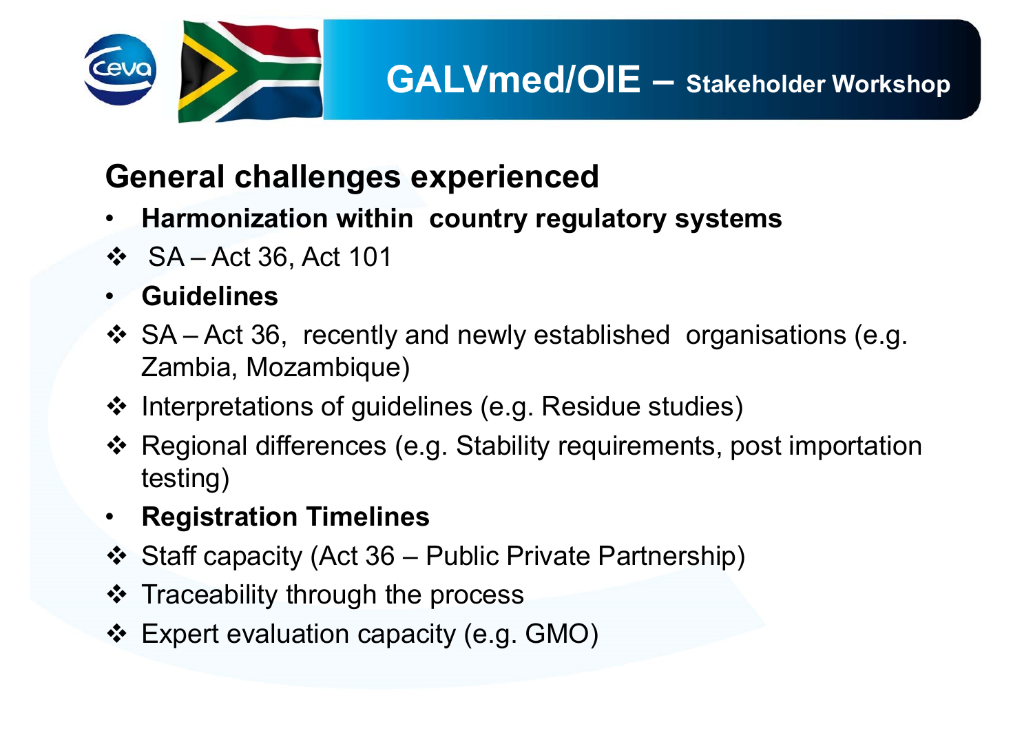# GALVmed/OIE – Stakeholder Workshop

## General challenges experienced

- **Harmonization within country regulatory systems**
  - SA – Act 36, Act 101
- **Guidelines**
  - SA – Act 36, recently and newly established organisations (e.g. Zambia, Mozambique)
  - Interpretations of guidelines (e.g. Residue studies)
  - Regional differences (e.g. Stability requirements, post importation testing)
- **Registration Timelines**
  - Staff capacity (Act 36 – Public Private Partnership)
  - Traceability through the process
  - Expert evaluation capacity (e.g. GMO)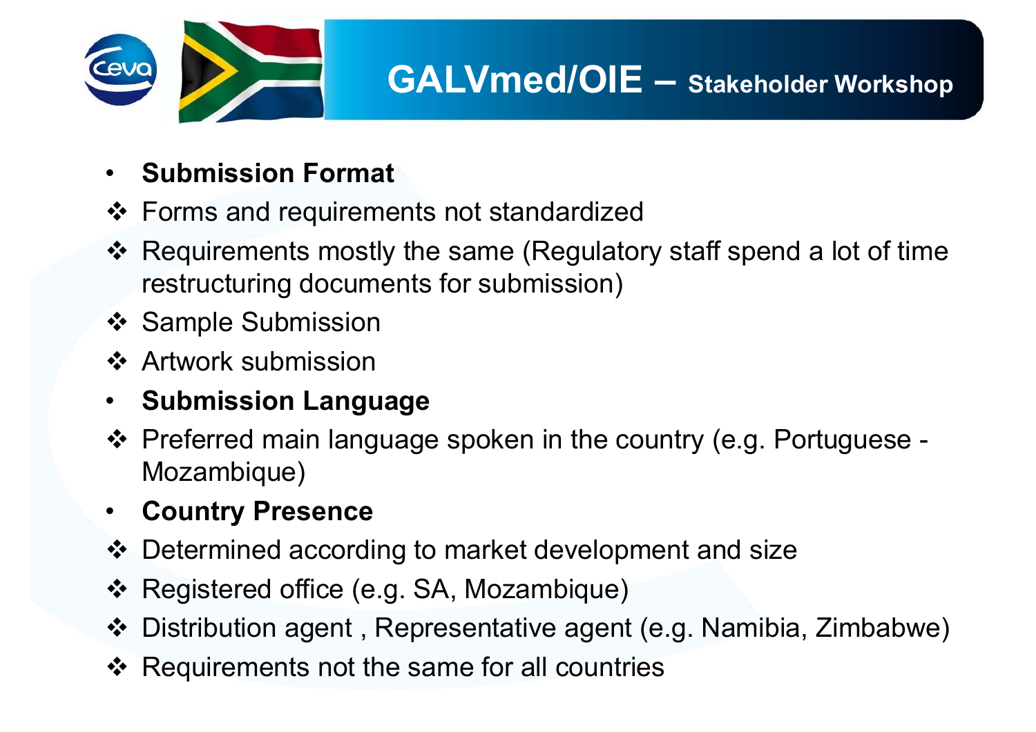# GALVmed/OIE – Stakeholder Workshop

- **Submission Format**
  - Forms and requirements not standardized
  - Requirements mostly the same (Regulatory staff spend a lot of time restructuring documents for submission)
  - Sample Submission
  - Artwork submission
- **Submission Language**
  - Preferred main language spoken in the country (e.g. Portuguese - Mozambique)
- **Country Presence**
  - Determined according to market development and size
  - Registered office (e.g. SA, Mozambique)
  - Distribution agent , Representative agent (e.g. Namibia, Zimbabwe)
  - Requirements not the same for all countries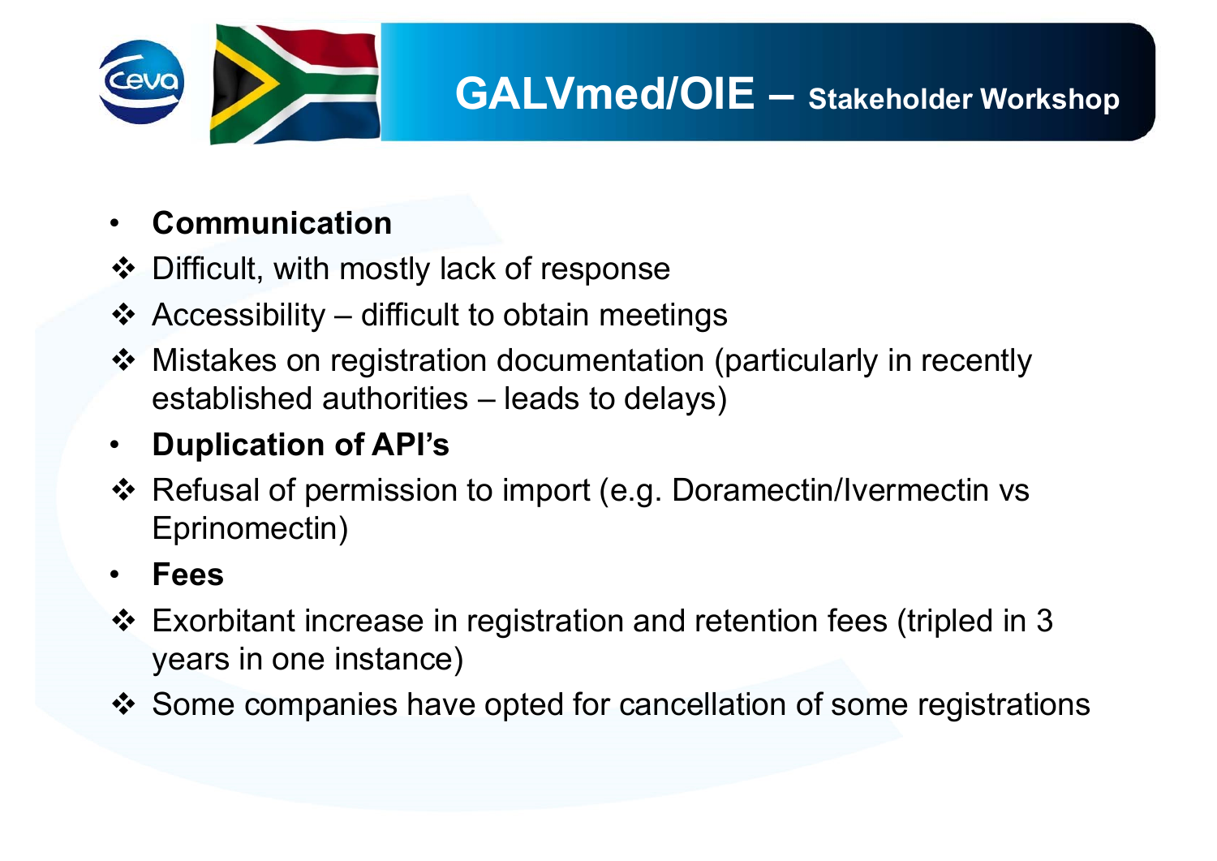# GALVmed/OIE – Stakeholder Workshop

- **Communication**
  - Difficult, with mostly lack of response
  - Accessibility – difficult to obtain meetings
  - Mistakes on registration documentation (particularly in recently established authorities – leads to delays)
- **Duplication of API's**
  - Refusal of permission to import (e.g. Doramectin/Ivermectin vs Eprinomectin)
- **Fees**
  - Exorbitant increase in registration and retention fees (tripled in 3 years in one instance)
  - Some companies have opted for cancellation of some registrations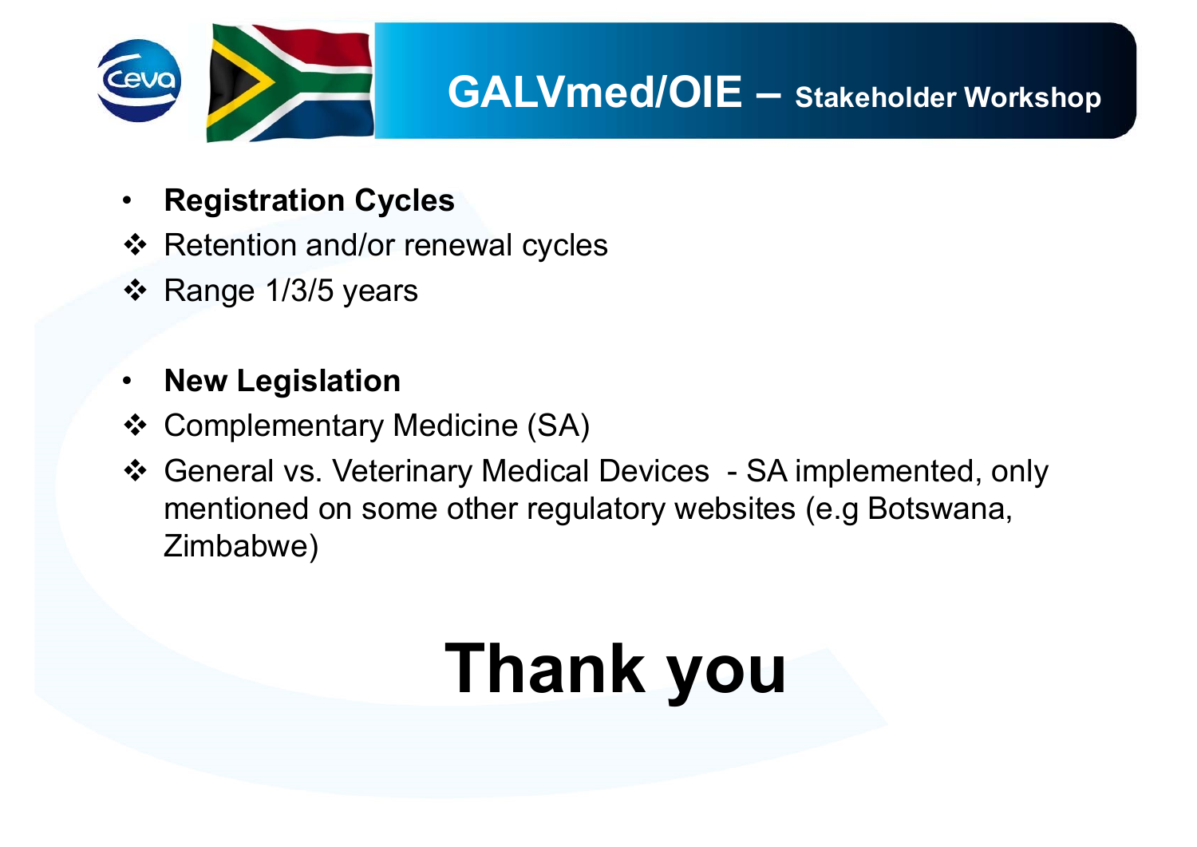## GALVmed/OIE – Stakeholder Workshop

- **Registration Cycles**
  - Retention and/or renewal cycles
  - Range 1/3/5 years

- **New Legislation**
  - Complementary Medicine (SA)
  - General vs. Veterinary Medical Devices - SA implemented, only mentioned on some other regulatory websites (e.g Botswana, Zimbabwe)

# Thank you